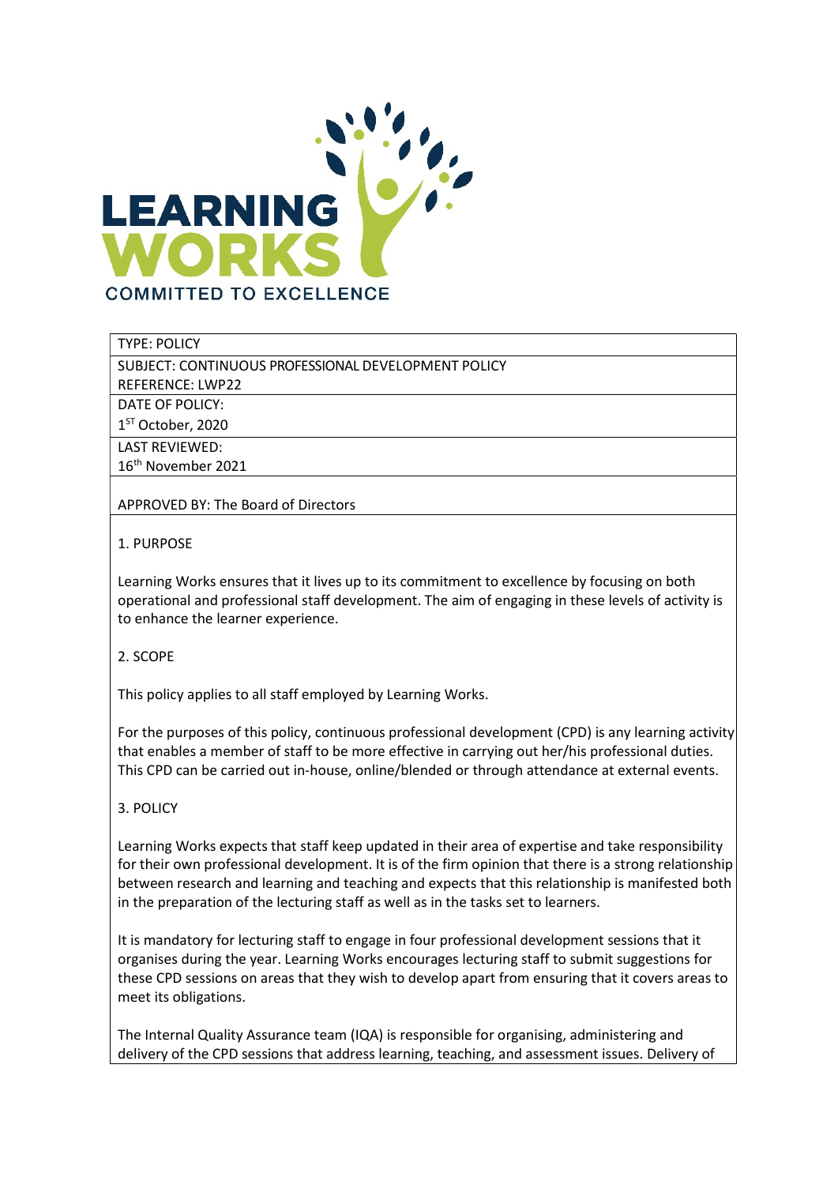LEARNING WORKS

COMMITTED TO EXCELLENCE

TYPE: POLICY

SUBJECT: CONTINUOUS PROFESSIONAL DEVELOPMENT POLICY

REFERENCE: LWP22

DATE OF POLICY:

1ST October, 2020

LAST REVIEWED:

16th November 2021

APPROVED BY: The Board of Directors

## 1. PURPOSE

Learning Works ensures that it lives up to its commitment to excellence by focusing on both operational and professional staff development. The aim of engaging in these levels of activity is to enhance the learner experience.

## 2. SCOPE

This policy applies to all staff employed by Learning Works.

For the purposes of this policy, continuous professional development (CPD) is any learning activity that enables a member of staff to be more effective in carrying out her/his professional duties. This CPD can be carried out in-house, online/blended or through attendance at external events.

## 3. POLICY

Learning Works expects that staff keep updated in their area of expertise and take responsibility for their own professional development. It is of the firm opinion that there is a strong relationship between research and learning and teaching and expects that this relationship is manifested both in the preparation of the lecturing staff as well as in the tasks set to learners.

It is mandatory for lecturing staff to engage in four professional development sessions that it organises during the year. Learning Works encourages lecturing staff to submit suggestions for these CPD sessions on areas that they wish to develop apart from ensuring that it covers areas to meet its obligations.

The Internal Quality Assurance team (IQA) is responsible for organising, administering and delivery of the CPD sessions that address learning, teaching, and assessment issues. Delivery of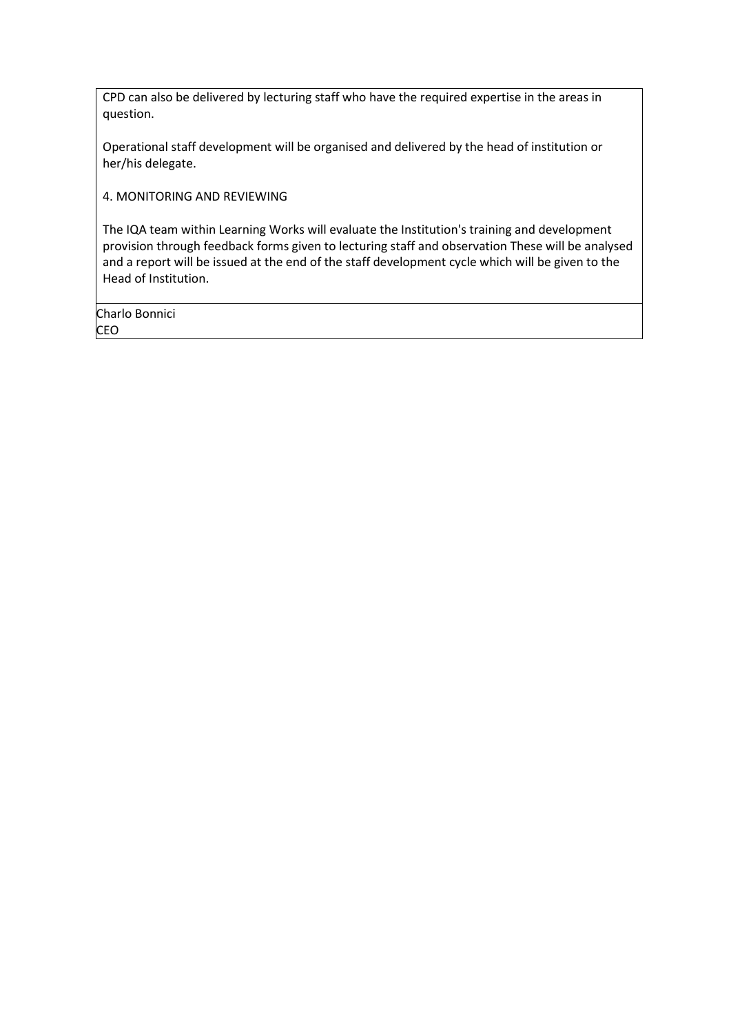CPD can also be delivered by lecturing staff who have the required expertise in the areas in question.

Operational staff development will be organised and delivered by the head of institution or her/his delegate.

## 4. MONITORING AND REVIEWING

The IQA team within Learning Works will evaluate the Institution's training and development provision through feedback forms given to lecturing staff and observation These will be analysed and a report will be issued at the end of the staff development cycle which will be given to the Head of Institution.

Charlo Bonnici
CEO